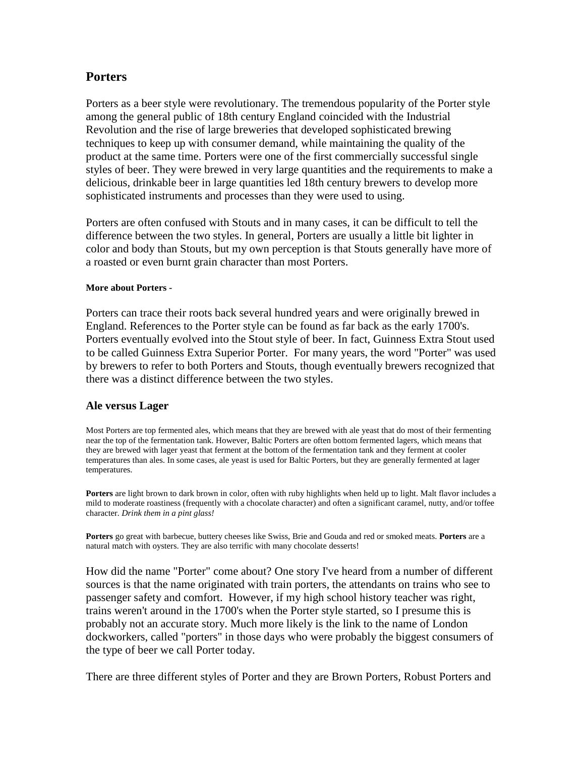## Porters

Porters as a beer style were revolutionary. The tremendous popularity of the Porter style among the general public of 18th century England coincided with the Industrial Revolution and the rise of large breweries that developed sophisticated brewing techniques to keep up with consumer demand, while maintaining the quality of the product at the same time. Porters were one of the first commercially successful single styles of beer. They were brewed in very large quantities and the requirements to make a delicious, drinkable beer in large quantities led 18th century brewers to develop more sophisticated instruments and processes than they were used to using.

Porters are often confused with Stouts and in many cases, it can be difficult to tell the difference between the two styles. In general, Porters are usually a little bit lighter in color and body than Stouts, but my own perception is that Stouts generally have more of a roasted or even burnt grain character than most Porters.

**More about Porters -**

Porters can trace their roots back several hundred years and were originally brewed in England. References to the Porter style can be found as far back as the early 1700's. Porters eventually evolved into the Stout style of beer. In fact, Guinness Extra Stout used to be called Guinness Extra Superior Porter. For many years, the word "Porter" was used by brewers to refer to both Porters and Stouts, though eventually brewers recognized that there was a distinct difference between the two styles.

## Ale versus Lager

Most Porters are top fermented ales, which means that they are brewed with ale yeast that do most of their fermenting near the top of the fermentation tank. However, Baltic Porters are often bottom fermented lagers, which means that they are brewed with lager yeast that ferment at the bottom of the fermentation tank and they ferment at cooler temperatures than ales. In some cases, ale yeast is used for Baltic Porters, but they are generally fermented at lager temperatures.

**Porters** are light brown to dark brown in color, often with ruby highlights when held up to light. Malt flavor includes a mild to moderate roastiness (frequently with a chocolate character) and often a significant caramel, nutty, and/or toffee character. *Drink them in a pint glass!*

**Porters** go great with barbecue, buttery cheeses like Swiss, Brie and Gouda and red or smoked meats. **Porters** are a natural match with oysters. They are also terrific with many chocolate desserts!

How did the name "Porter" come about? One story I've heard from a number of different sources is that the name originated with train porters, the attendants on trains who see to passenger safety and comfort. However, if my high school history teacher was right, trains weren't around in the 1700's when the Porter style started, so I presume this is probably not an accurate story. Much more likely is the link to the name of London dockworkers, called "porters" in those days who were probably the biggest consumers of the type of beer we call Porter today.

There are three different styles of Porter and they are Brown Porters, Robust Porters and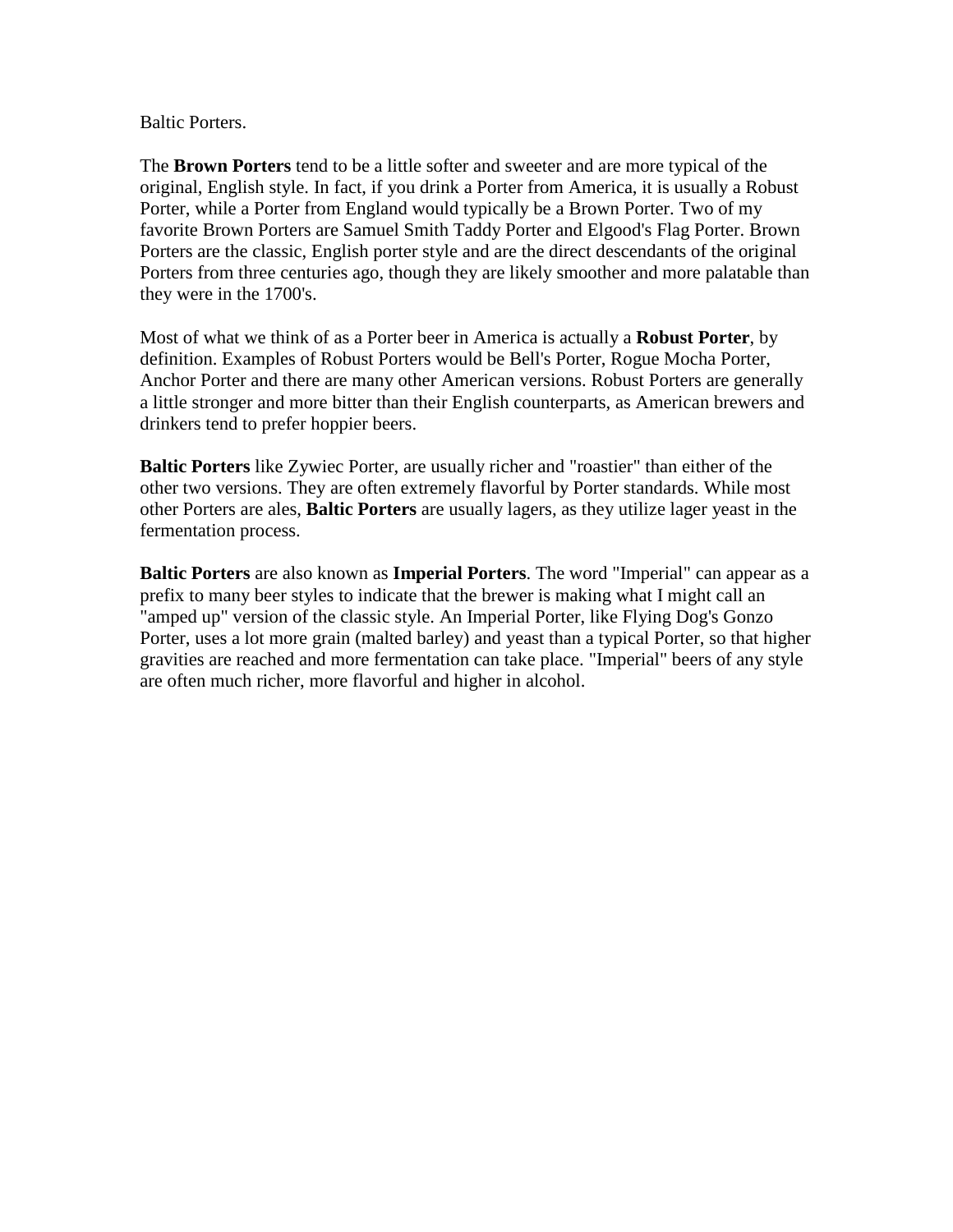Baltic Porters.

The **Brown Porters** tend to be a little softer and sweeter and are more typical of the original, English style. In fact, if you drink a Porter from America, it is usually a Robust Porter, while a Porter from England would typically be a Brown Porter. Two of my favorite Brown Porters are Samuel Smith Taddy Porter and Elgood's Flag Porter. Brown Porters are the classic, English porter style and are the direct descendants of the original Porters from three centuries ago, though they are likely smoother and more palatable than they were in the 1700's.

Most of what we think of as a Porter beer in America is actually a **Robust Porter**, by definition. Examples of Robust Porters would be Bell's Porter, Rogue Mocha Porter, Anchor Porter and there are many other American versions. Robust Porters are generally a little stronger and more bitter than their English counterparts, as American brewers and drinkers tend to prefer hoppier beers.

**Baltic Porters** like Zywiec Porter, are usually richer and "roastier" than either of the other two versions. They are often extremely flavorful by Porter standards. While most other Porters are ales, **Baltic Porters** are usually lagers, as they utilize lager yeast in the fermentation process.

**Baltic Porters** are also known as **Imperial Porters**. The word "Imperial" can appear as a prefix to many beer styles to indicate that the brewer is making what I might call an "amped up" version of the classic style. An Imperial Porter, like Flying Dog's Gonzo Porter, uses a lot more grain (malted barley) and yeast than a typical Porter, so that higher gravities are reached and more fermentation can take place. "Imperial" beers of any style are often much richer, more flavorful and higher in alcohol.